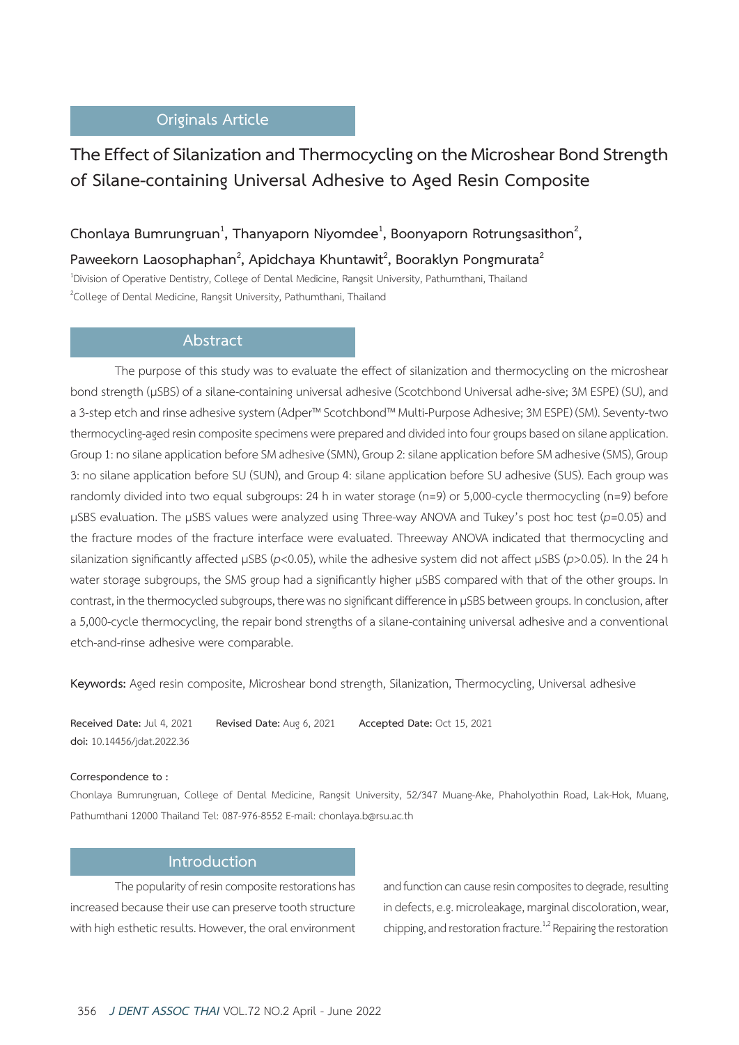Originals Article

# The Effect of Silanization and Thermocycling on the Microshear Bond Strength of Silane-containing Universal Adhesive to Aged Resin Composite

**Chonlaya Bumrungruan[1], Thanyaporn Niyomdee[1], Boonyaporn Rotrungsasithon[2], Paweekorn Laosophaphan[2], Apidchaya Khuntawit[2], Booraklyn Pongmurata[2]**

[1]Division of Operative Dentistry, College of Dental Medicine, Rangsit University, Pathumthani, Thailand

[2]College of Dental Medicine, Rangsit University, Pathumthani, Thailand

## Abstract

The purpose of this study was to evaluate the effect of silanization and thermocycling on the microshear bond strength (μSBS) of a silane-containing universal adhesive (Scotchbond Universal adhe-sive; 3M ESPE) (SU), and a 3-step etch and rinse adhesive system (Adper™ Scotchbond™ Multi-Purpose Adhesive; 3M ESPE) (SM). Seventy-two thermocycling-aged resin composite specimens were prepared and divided into four groups based on silane application. Group 1: no silane application before SM adhesive (SMN), Group 2: silane application before SM adhesive (SMS), Group 3: no silane application before SU (SUN), and Group 4: silane application before SU adhesive (SUS). Each group was randomly divided into two equal subgroups: 24 h in water storage (n=9) or 5,000-cycle thermocycling (n=9) before μSBS evaluation. The μSBS values were analyzed using Three-way ANOVA and Tukey's post hoc test ($p$=0.05) and the fracture modes of the fracture interface were evaluated. Threeway ANOVA indicated that thermocycling and silanization significantly affected μSBS ($p$<0.05), while the adhesive system did not affect μSBS ($p$>0.05). In the 24 h water storage subgroups, the SMS group had a significantly higher μSBS compared with that of the other groups. In contrast, in the thermocycled subgroups, there was no significant difference in μSBS between groups. In conclusion, after a 5,000-cycle thermocycling, the repair bond strengths of a silane-containing universal adhesive and a conventional etch-and-rinse adhesive were comparable.

**Keywords:** Aged resin composite, Microshear bond strength, Silanization, Thermocycling, Universal adhesive

**Received Date:** Jul 4, 2021 **Revised Date:** Aug 6, 2021 **Accepted Date:** Oct 15, 2021

**doi:** 10.14456/jdat.2022.36

**Correspondence to :**

Chonlaya Bumrungruan, College of Dental Medicine, Rangsit University, 52/347 Muang-Ake, Phaholyothin Road, Lak-Hok, Muang, Pathumthani 12000 Thailand Tel: 087-976-8552 E-mail: chonlaya.b@rsu.ac.th

## Introduction

The popularity of resin composite restorations has increased because their use can preserve tooth structure with high esthetic results. However, the oral environment and function can cause resin composites to degrade, resulting in defects, e.g. microleakage, marginal discoloration, wear, chipping, and restoration fracture.[1,2] Repairing the restoration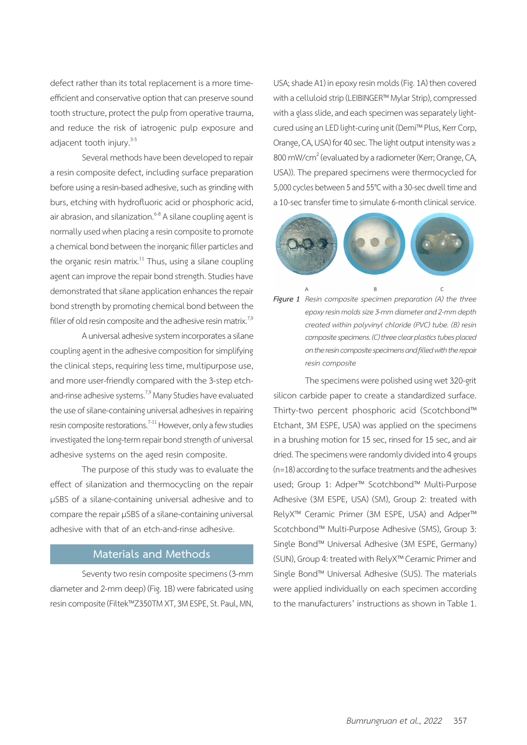defect rather than its total replacement is a more time-efficient and conservative option that can preserve sound tooth structure, protect the pulp from operative trauma, and reduce the risk of iatrogenic pulp exposure and adjacent tooth injury.[3-5]

Several methods have been developed to repair a resin composite defect, including surface preparation before using a resin-based adhesive, such as grinding with burs, etching with hydrofluoric acid or phosphoric acid, air abrasion, and silanization.[6-8] A silane coupling agent is normally used when placing a resin composite to promote a chemical bond between the inorganic filler particles and the organic resin matrix.[11] Thus, using a silane coupling agent can improve the repair bond strength. Studies have demonstrated that silane application enhances the repair bond strength by promoting chemical bond between the filler of old resin composite and the adhesive resin matrix.[7,9]

A universal adhesive system incorporates a silane coupling agent in the adhesive composition for simplifying the clinical steps, requiring less time, multipurpose use, and more user-friendly compared with the 3-step etch-and-rinse adhesive systems.[7,9] Many Studies have evaluated the use of silane-containing universal adhesives in repairing resin composite restorations.[7-11] However, only a few studies investigated the long-term repair bond strength of universal adhesive systems on the aged resin composite.

The purpose of this study was to evaluate the effect of silanization and thermocycling on the repair μSBS of a silane-containing universal adhesive and to compare the repair μSBS of a silane-containing universal adhesive with that of an etch-and-rinse adhesive.

## Materials and Methods

Seventy two resin composite specimens (3-mm diameter and 2-mm deep) (Fig. 1B) were fabricated using resin composite (Filtek™Z350TM XT, 3M ESPE, St. Paul, MN, USA; shade A1) in epoxy resin molds (Fig. 1A) then covered with a celluloid strip (LEIBINGER™ Mylar Strip), compressed with a glass slide, and each specimen was separately light-cured using an LED light-curing unit (Demi™ Plus, Kerr Corp, Orange, CA, USA) for 40 sec. The light output intensity was ≥ 800 mW/cm$^2$ (evaluated by a radiometer (Kerr; Orange, CA, USA)). The prepared specimens were thermocycled for 5,000 cycles between 5 and 55°C with a 30-sec dwell time and a 10-sec transfer time to simulate 6-month clinical service.

A B C

*Figure 1* *Resin composite specimen preparation (A) the three epoxy resin molds size 3-mm diameter and 2-mm depth created within polyvinyl chloride (PVC) tube. (B) resin composite specimens. (C) three clear plastics tubes placed on the resin composite specimens and filled with the repair resin composite*

The specimens were polished using wet 320-grit silicon carbide paper to create a standardized surface. Thirty-two percent phosphoric acid (Scotchbond™ Etchant, 3M ESPE, USA) was applied on the specimens in a brushing motion for 15 sec, rinsed for 15 sec, and air dried. The specimens were randomly divided into 4 groups (n=18) according to the surface treatments and the adhesives used; Group 1: Adper™ Scotchbond™ Multi-Purpose Adhesive (3M ESPE, USA) (SM), Group 2: treated with RelyX™ Ceramic Primer (3M ESPE, USA) and Adper™ Scotchbond™ Multi-Purpose Adhesive (SMS), Group 3: Single Bond™ Universal Adhesive (3M ESPE, Germany) (SUN), Group 4: treated with RelyX™ Ceramic Primer and Single Bond™ Universal Adhesive (SUS). The materials were applied individually on each specimen according to the manufacturers' instructions as shown in Table 1.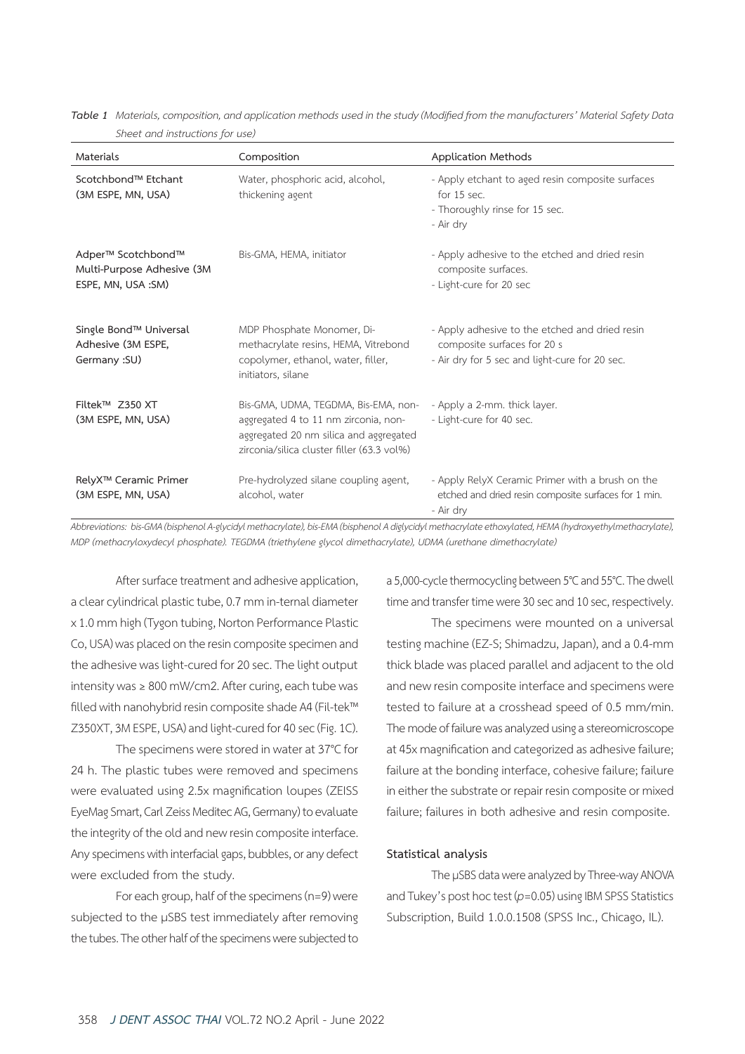*Table 1 Materials, composition, and application methods used in the study (Modified from the manufacturers' Material Safety Data Sheet and instructions for use)*

| Materials | Composition | Application Methods |
|---|---|---|
| Scotchbond™ Etchant (3M ESPE, MN, USA) | Water, phosphoric acid, alcohol, thickening agent | - Apply etchant to aged resin composite surfaces for 15 sec.<br>- Thoroughly rinse for 15 sec.<br>- Air dry |
| Adper™ Scotchbond™ Multi-Purpose Adhesive (3M ESPE, MN, USA :SM) | Bis-GMA, HEMA, initiator | - Apply adhesive to the etched and dried resin composite surfaces.<br>- Light-cure for 20 sec |
| Single Bond™ Universal Adhesive (3M ESPE, Germany :SU) | MDP Phosphate Monomer, Di-methacrylate resins, HEMA, Vitrebond copolymer, ethanol, water, filler, initiators, silane | - Apply adhesive to the etched and dried resin composite surfaces for 20 s<br>- Air dry for 5 sec and light-cure for 20 sec. |
| Filtek™ Z350 XT (3M ESPE, MN, USA) | Bis-GMA, UDMA, TEGDMA, Bis-EMA, non-aggregated 4 to 11 nm zirconia, non-aggregated 20 nm silica and aggregated zirconia/silica cluster filler (63.3 vol%) | - Apply a 2-mm. thick layer.<br>- Light-cure for 40 sec. |
| RelyX™ Ceramic Primer (3M ESPE, MN, USA) | Pre-hydrolyzed silane coupling agent, alcohol, water | - Apply RelyX Ceramic Primer with a brush on the etched and dried resin composite surfaces for 1 min.<br>- Air dry |

*Abbreviations: bis-GMA (bisphenol A-glycidyl methacrylate), bis-EMA (bisphenol A diglycidyl methacrylate ethoxylated, HEMA (hydroxyethylmethacrylate), MDP (methacryloxydecyl phosphate). TEGDMA (triethylene glycol dimethacrylate), UDMA (urethane dimethacrylate)*

After surface treatment and adhesive application, a clear cylindrical plastic tube, 0.7 mm in-ternal diameter x 1.0 mm high (Tygon tubing, Norton Performance Plastic Co, USA) was placed on the resin composite specimen and the adhesive was light-cured for 20 sec. The light output intensity was ≥ 800 mW/cm2. After curing, each tube was filled with nanohybrid resin composite shade A4 (Fil-tek™ Z350XT, 3M ESPE, USA) and light-cured for 40 sec (Fig. 1C).

The specimens were stored in water at 37°C for 24 h. The plastic tubes were removed and specimens were evaluated using 2.5x magnification loupes (ZEISS EyeMag Smart, Carl Zeiss Meditec AG, Germany) to evaluate the integrity of the old and new resin composite interface. Any specimens with interfacial gaps, bubbles, or any defect were excluded from the study.

For each group, half of the specimens (n=9) were subjected to the µSBS test immediately after removing the tubes. The other half of the specimens were subjected to a 5,000-cycle thermocycling between 5°C and 55°C. The dwell time and transfer time were 30 sec and 10 sec, respectively.

The specimens were mounted on a universal testing machine (EZ-S; Shimadzu, Japan), and a 0.4-mm thick blade was placed parallel and adjacent to the old and new resin composite interface and specimens were tested to failure at a crosshead speed of 0.5 mm/min. The mode of failure was analyzed using a stereomicroscope at 45x magnification and categorized as adhesive failure; failure at the bonding interface, cohesive failure; failure in either the substrate or repair resin composite or mixed failure; failures in both adhesive and resin composite.

### Statistical analysis

The µSBS data were analyzed by Three-way ANOVA and Tukey's post hoc test ($p$=0.05) using IBM SPSS Statistics Subscription, Build 1.0.0.1508 (SPSS Inc., Chicago, IL).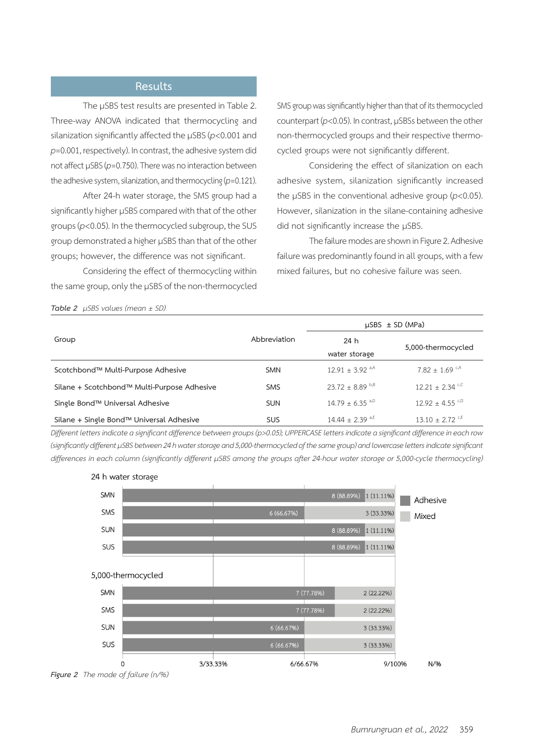## Results

The μSBS test results are presented in Table 2. Three-way ANOVA indicated that thermocycling and silanization significantly affected the μSBS ($p$<0.001 and $p$=0.001, respectively). In contrast, the adhesive system did not affect μSBS ($p$=0.750). There was no interaction between the adhesive system, silanization, and thermocycling ($p$=0.121).

After 24-h water storage, the SMS group had a significantly higher μSBS compared with that of the other groups ($p$<0.05). In the thermocycled subgroup, the SUS group demonstrated a higher μSBS than that of the other groups; however, the difference was not significant.

Considering the effect of thermocycling within the same group, only the μSBS of the non-thermocycled SMS group was significantly higher than that of its thermocycled counterpart ($p$<0.05). In contrast, μSBSs between the other non-thermocycled groups and their respective thermocycled groups were not significantly different.

Considering the effect of silanization on each adhesive system, silanization significantly increased the μSBS in the conventional adhesive group ($p$<0.05). However, silanization in the silane-containing adhesive did not significantly increase the μSBS.

The failure modes are shown in Figure 2. Adhesive failure was predominantly found in all groups, with a few mixed failures, but no cohesive failure was seen.

***Table 2*** *μSBS values (mean ± SD)*

| Group | Abbreviation | μSBS ± SD (MPa) | |
|---|---|---|---|
| | | 24 h water storage | 5,000-thermocycled |
| Scotchbond™ Multi-Purpose Adhesive | SMN | 12.91 ± 3.92 $^{a,A}$ | 7.82 ± 1.69 $^{c,A}$ |
| Silane + Scotchbond™ Multi-Purpose Adhesive | SMS | 23.72 ± 8.89 $^{b,B}$ | 12.21 ± 2.34 $^{c,C}$ |
| Single Bond™ Universal Adhesive | SUN | 14.79 ± 6.35 $^{a,D}$ | 12.92 ± 4.55 $^{c,D}$ |
| Silane + Single Bond™ Universal Adhesive | SUS | 14.44 ± 2.39 $^{a,E}$ | 13.10 ± 2.72 $^{c,E}$ |

*Different letters indicate a significant difference between groups (p>0.05); UPPERCASE letters indicate a significant difference in each row (significantly different μSBS between 24 h water storage and 5,000-thermocycled of the same group) and lowercase letters indicate significant differences in each column (significantly different μSBS among the groups after 24-hour water storage or 5,000-cycle thermocycling)*

| Condition | Group | Adhesive | Mixed |
|---|---|---|---|
| 24 h water storage | SMN | 8 (88.89%) | 1 (11.11%) |
| | SMS | 6 (66.67%) | 3 (33.33%) |
| | SUN | 8 (88.89%) | 1 (11.11%) |
| | SUS | 8 (88.89%) | 1 (11.11%) |
| 5,000-thermocycled | SMN | 7 (77.78%) | 2 (22.22%) |
| | SMS | 7 (77.78%) | 2 (22.22%) |
| | SUN | 6 (66.67%) | 3 (33.33%) |
| | SUS | 6 (66.67%) | 3 (33.33%) |

***Figure 2*** *The mode of failure (n/%)*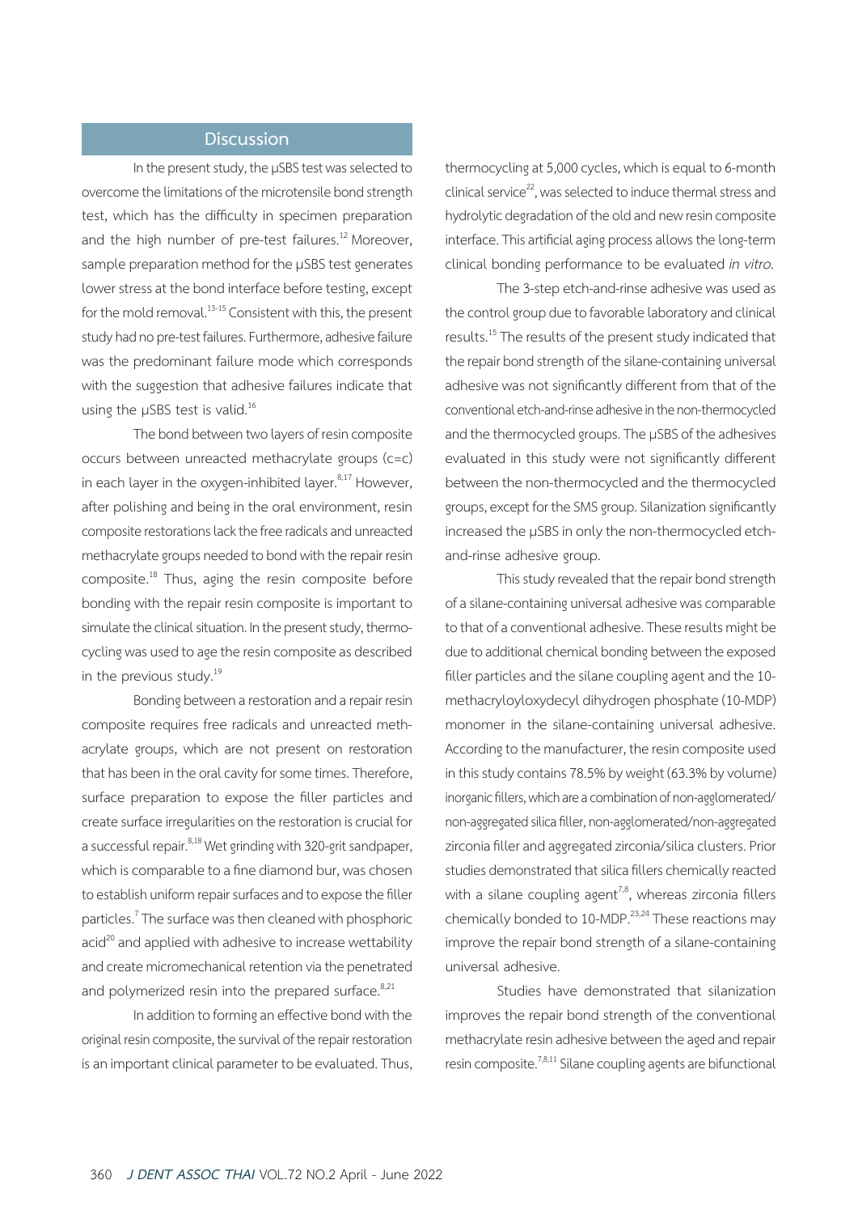## Discussion

In the present study, the μSBS test was selected to overcome the limitations of the microtensile bond strength test, which has the difficulty in specimen preparation and the high number of pre-test failures.[12] Moreover, sample preparation method for the μSBS test generates lower stress at the bond interface before testing, except for the mold removal.[13-15] Consistent with this, the present study had no pre-test failures. Furthermore, adhesive failure was the predominant failure mode which corresponds with the suggestion that adhesive failures indicate that using the μSBS test is valid.[16]

The bond between two layers of resin composite occurs between unreacted methacrylate groups (c=c) in each layer in the oxygen-inhibited layer.[8,17] However, after polishing and being in the oral environment, resin composite restorations lack the free radicals and unreacted methacrylate groups needed to bond with the repair resin composite.[18] Thus, aging the resin composite before bonding with the repair resin composite is important to simulate the clinical situation. In the present study, thermocycling was used to age the resin composite as described in the previous study.[19]

Bonding between a restoration and a repair resin composite requires free radicals and unreacted methacrylate groups, which are not present on restoration that has been in the oral cavity for some times. Therefore, surface preparation to expose the filler particles and create surface irregularities on the restoration is crucial for a successful repair.[8,18] Wet grinding with 320-grit sandpaper, which is comparable to a fine diamond bur, was chosen to establish uniform repair surfaces and to expose the filler particles.[7] The surface was then cleaned with phosphoric acid[20] and applied with adhesive to increase wettability and create micromechanical retention via the penetrated and polymerized resin into the prepared surface.[8,21]

In addition to forming an effective bond with the original resin composite, the survival of the repair restoration is an important clinical parameter to be evaluated. Thus, thermocycling at 5,000 cycles, which is equal to 6-month clinical service[22], was selected to induce thermal stress and hydrolytic degradation of the old and new resin composite interface. This artificial aging process allows the long-term clinical bonding performance to be evaluated *in vitro*.

The 3-step etch-and-rinse adhesive was used as the control group due to favorable laboratory and clinical results.[15] The results of the present study indicated that the repair bond strength of the silane-containing universal adhesive was not significantly different from that of the conventional etch-and-rinse adhesive in the non-thermocycled and the thermocycled groups. The μSBS of the adhesives evaluated in this study were not significantly different between the non-thermocycled and the thermocycled groups, except for the SMS group. Silanization significantly increased the μSBS in only the non-thermocycled etch-and-rinse adhesive group.

This study revealed that the repair bond strength of a silane-containing universal adhesive was comparable to that of a conventional adhesive. These results might be due to additional chemical bonding between the exposed filler particles and the silane coupling agent and the 10-methacryloyloxydecyl dihydrogen phosphate (10-MDP) monomer in the silane-containing universal adhesive. According to the manufacturer, the resin composite used in this study contains 78.5% by weight (63.3% by volume) inorganic fillers, which are a combination of non-agglomerated/non-aggregated silica filler, non-agglomerated/non-aggregated zirconia filler and aggregated zirconia/silica clusters. Prior studies demonstrated that silica fillers chemically reacted with a silane coupling agent[7,8], whereas zirconia fillers chemically bonded to 10-MDP.[23,24] These reactions may improve the repair bond strength of a silane-containing universal adhesive.

Studies have demonstrated that silanization improves the repair bond strength of the conventional methacrylate resin adhesive between the aged and repair resin composite.[7,8,11] Silane coupling agents are bifunctional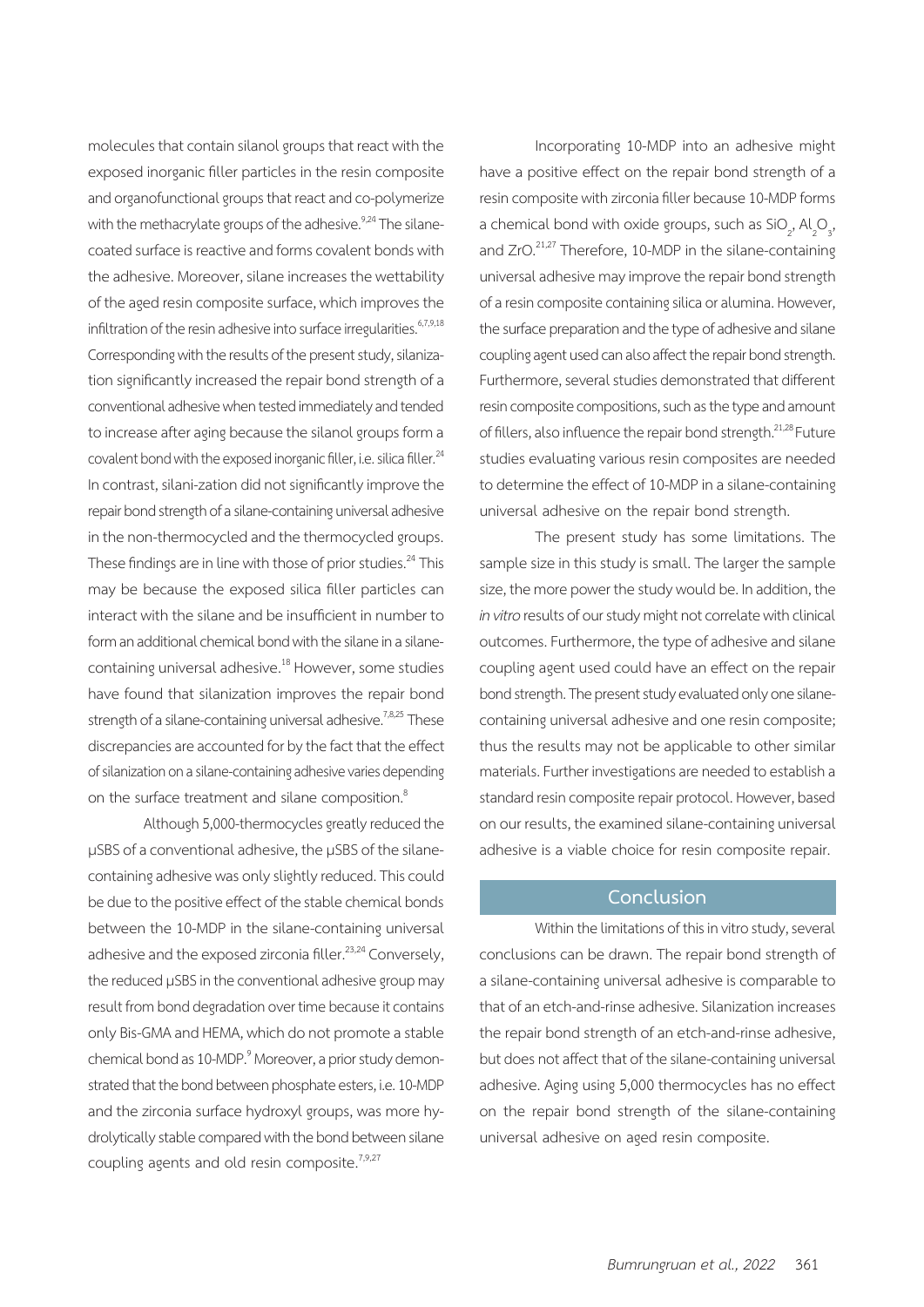molecules that contain silanol groups that react with the exposed inorganic filler particles in the resin composite and organofunctional groups that react and co-polymerize with the methacrylate groups of the adhesive.[9,24] The silane-coated surface is reactive and forms covalent bonds with the adhesive. Moreover, silane increases the wettability of the aged resin composite surface, which improves the infiltration of the resin adhesive into surface irregularities.[6,7,9,18] Corresponding with the results of the present study, silanization significantly increased the repair bond strength of a conventional adhesive when tested immediately and tended to increase after aging because the silanol groups form a covalent bond with the exposed inorganic filler, i.e. silica filler.[24] In contrast, silani-zation did not significantly improve the repair bond strength of a silane-containing universal adhesive in the non-thermocycled and the thermocycled groups. These findings are in line with those of prior studies.[24] This may be because the exposed silica filler particles can interact with the silane and be insufficient in number to form an additional chemical bond with the silane in a silane-containing universal adhesive.[18] However, some studies have found that silanization improves the repair bond strength of a silane-containing universal adhesive.[7,8,25] These discrepancies are accounted for by the fact that the effect of silanization on a silane-containing adhesive varies depending on the surface treatment and silane composition.[8]

Although 5,000-thermocycles greatly reduced the μSBS of a conventional adhesive, the μSBS of the silane-containing adhesive was only slightly reduced. This could be due to the positive effect of the stable chemical bonds between the 10-MDP in the silane-containing universal adhesive and the exposed zirconia filler.[23,24] Conversely, the reduced μSBS in the conventional adhesive group may result from bond degradation over time because it contains only Bis-GMA and HEMA, which do not promote a stable chemical bond as 10-MDP.[9] Moreover, a prior study demonstrated that the bond between phosphate esters, i.e. 10-MDP and the zirconia surface hydroxyl groups, was more hydrolytically stable compared with the bond between silane coupling agents and old resin composite.[7,9,27]

Incorporating 10-MDP into an adhesive might have a positive effect on the repair bond strength of a resin composite with zirconia filler because 10-MDP forms a chemical bond with oxide groups, such as $SiO_2$, $Al_2O_3$, and ZrO.[21,27] Therefore, 10-MDP in the silane-containing universal adhesive may improve the repair bond strength of a resin composite containing silica or alumina. However, the surface preparation and the type of adhesive and silane coupling agent used can also affect the repair bond strength. Furthermore, several studies demonstrated that different resin composite compositions, such as the type and amount of fillers, also influence the repair bond strength.[21,28] Future studies evaluating various resin composites are needed to determine the effect of 10-MDP in a silane-containing universal adhesive on the repair bond strength.

The present study has some limitations. The sample size in this study is small. The larger the sample size, the more power the study would be. In addition, the *in vitro* results of our study might not correlate with clinical outcomes. Furthermore, the type of adhesive and silane coupling agent used could have an effect on the repair bond strength. The present study evaluated only one silane-containing universal adhesive and one resin composite; thus the results may not be applicable to other similar materials. Further investigations are needed to establish a standard resin composite repair protocol. However, based on our results, the examined silane-containing universal adhesive is a viable choice for resin composite repair.

## Conclusion

Within the limitations of this in vitro study, several conclusions can be drawn. The repair bond strength of a silane-containing universal adhesive is comparable to that of an etch-and-rinse adhesive. Silanization increases the repair bond strength of an etch-and-rinse adhesive, but does not affect that of the silane-containing universal adhesive. Aging using 5,000 thermocycles has no effect on the repair bond strength of the silane-containing universal adhesive on aged resin composite.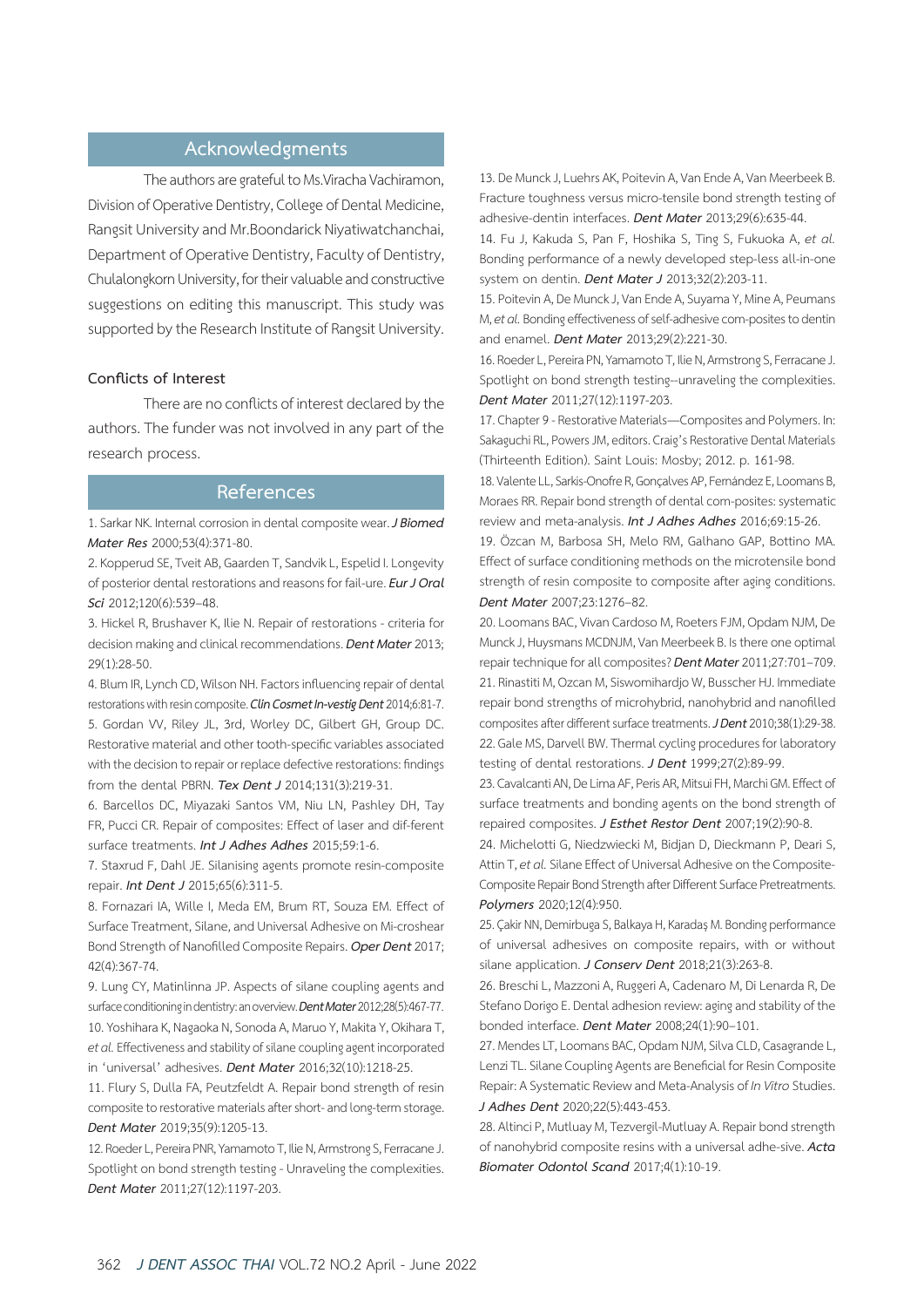## Acknowledgments

The authors are grateful to Ms.Viracha Vachiramon, Division of Operative Dentistry, College of Dental Medicine, Rangsit University and Mr.Boondarick Niyatiwatchanchai, Department of Operative Dentistry, Faculty of Dentistry, Chulalongkorn University, for their valuable and constructive suggestions on editing this manuscript. This study was supported by the Research Institute of Rangsit University.

### Conflicts of Interest

There are no conflicts of interest declared by the authors. The funder was not involved in any part of the research process.

## References

1. Sarkar NK. Internal corrosion in dental composite wear. ***J Biomed Mater Res*** 2000;53(4):371-80.
2. Kopperud SE, Tveit AB, Gaarden T, Sandvik L, Espelid I. Longevity of posterior dental restorations and reasons for fail-ure. ***Eur J Oral Sci*** 2012;120(6):539–48.
3. Hickel R, Brushaver K, Ilie N. Repair of restorations - criteria for decision making and clinical recommendations. ***Dent Mater*** 2013; 29(1):28-50.
4. Blum IR, Lynch CD, Wilson NH. Factors influencing repair of dental restorations with resin composite. ***Clin Cosmet In-vestig Dent*** 2014;6:81-7.
5. Gordan VV, Riley JL, 3rd, Worley DC, Gilbert GH, Group DC. Restorative material and other tooth-specific variables associated with the decision to repair or replace defective restorations: findings from the dental PBRN. ***Tex Dent J*** 2014;131(3):219-31.
6. Barcellos DC, Miyazaki Santos VM, Niu LN, Pashley DH, Tay FR, Pucci CR. Repair of composites: Effect of laser and dif-ferent surface treatments. ***Int J Adhes Adhes*** 2015;59:1-6.
7. Staxrud F, Dahl JE. Silanising agents promote resin-composite repair. ***Int Dent J*** 2015;65(6):311-5.
8. Fornazari IA, Wille I, Meda EM, Brum RT, Souza EM. Effect of Surface Treatment, Silane, and Universal Adhesive on Mi-croshear Bond Strength of Nanofilled Composite Repairs. ***Oper Dent*** 2017; 42(4):367-74.
9. Lung CY, Matinlinna JP. Aspects of silane coupling agents and surface conditioning in dentistry: an overview. ***Dent Mater*** 2012;28(5):467-77.
10. Yoshihara K, Nagaoka N, Sonoda A, Maruo Y, Makita Y, Okihara T, *et al.* Effectiveness and stability of silane coupling agent incorporated in 'universal' adhesives. ***Dent Mater*** 2016;32(10):1218-25.
11. Flury S, Dulla FA, Peutzfeldt A. Repair bond strength of resin composite to restorative materials after short- and long-term storage. ***Dent Mater*** 2019;35(9):1205-13.
12. Roeder L, Pereira PNR, Yamamoto T, Ilie N, Armstrong S, Ferracane J. Spotlight on bond strength testing - Unraveling the complexities. ***Dent Mater*** 2011;27(12):1197-203.
13. De Munck J, Luehrs AK, Poitevin A, Van Ende A, Van Meerbeek B. Fracture toughness versus micro-tensile bond strength testing of adhesive-dentin interfaces. ***Dent Mater*** 2013;29(6):635-44.
14. Fu J, Kakuda S, Pan F, Hoshika S, Ting S, Fukuoka A, *et al.* Bonding performance of a newly developed step-less all-in-one system on dentin. ***Dent Mater J*** 2013;32(2):203-11.
15. Poitevin A, De Munck J, Van Ende A, Suyama Y, Mine A, Peumans M, *et al.* Bonding effectiveness of self-adhesive com-posites to dentin and enamel. ***Dent Mater*** 2013;29(2):221-30.
16. Roeder L, Pereira PN, Yamamoto T, Ilie N, Armstrong S, Ferracane J. Spotlight on bond strength testing--unraveling the complexities. ***Dent Mater*** 2011;27(12):1197-203.
17. Chapter 9 - Restorative Materials—Composites and Polymers. In: Sakaguchi RL, Powers JM, editors. Craig's Restorative Dental Materials (Thirteenth Edition). Saint Louis: Mosby; 2012. p. 161-98.
18. Valente LL, Sarkis-Onofre R, Gonçalves AP, Fernández E, Loomans B, Moraes RR. Repair bond strength of dental com-posites: systematic review and meta-analysis. ***Int J Adhes Adhes*** 2016;69:15-26.
19. Özcan M, Barbosa SH, Melo RM, Galhano GAP, Bottino MA. Effect of surface conditioning methods on the microtensile bond strength of resin composite to composite after aging conditions. ***Dent Mater*** 2007;23:1276–82.
20. Loomans BAC, Vivan Cardoso M, Roeters FJM, Opdam NJM, De Munck J, Huysmans MCDNJM, Van Meerbeek B. Is there one optimal repair technique for all composites? ***Dent Mater*** 2011;27:701–709.
21. Rinastiti M, Ozcan M, Siswomihardjo W, Busscher HJ. Immediate repair bond strengths of microhybrid, nanohybrid and nanofilled composites after different surface treatments. ***J Dent*** 2010;38(1):29-38.
22. Gale MS, Darvell BW. Thermal cycling procedures for laboratory testing of dental restorations. ***J Dent*** 1999;27(2):89-99.
23. Cavalcanti AN, De Lima AF, Peris AR, Mitsui FH, Marchi GM. Effect of surface treatments and bonding agents on the bond strength of repaired composites. ***J Esthet Restor Dent*** 2007;19(2):90-8.
24. Michelotti G, Niedzwiecki M, Bidjan D, Dieckmann P, Deari S, Attin T, *et al.* Silane Effect of Universal Adhesive on the Composite-Composite Repair Bond Strength after Different Surface Pretreatments. ***Polymers*** 2020;12(4):950.
25. Çakir NN, Demirbuga S, Balkaya H, Karadaş M. Bonding performance of universal adhesives on composite repairs, with or without silane application. ***J Conserv Dent*** 2018;21(3):263-8.
26. Breschi L, Mazzoni A, Ruggeri A, Cadenaro M, Di Lenarda R, De Stefano Dorigo E. Dental adhesion review: aging and stability of the bonded interface. ***Dent Mater*** 2008;24(1):90–101.
27. Mendes LT, Loomans BAC, Opdam NJM, Silva CLD, Casagrande L, Lenzi TL. Silane Coupling Agents are Beneficial for Resin Composite Repair: A Systematic Review and Meta-Analysis of *In Vitro* Studies. ***J Adhes Dent*** 2020;22(5):443-453.
28. Altinci P, Mutluay M, Tezvergil-Mutluay A. Repair bond strength of nanohybrid composite resins with a universal adhe-sive. ***Acta Biomater Odontol Scand*** 2017;4(1):10-19.